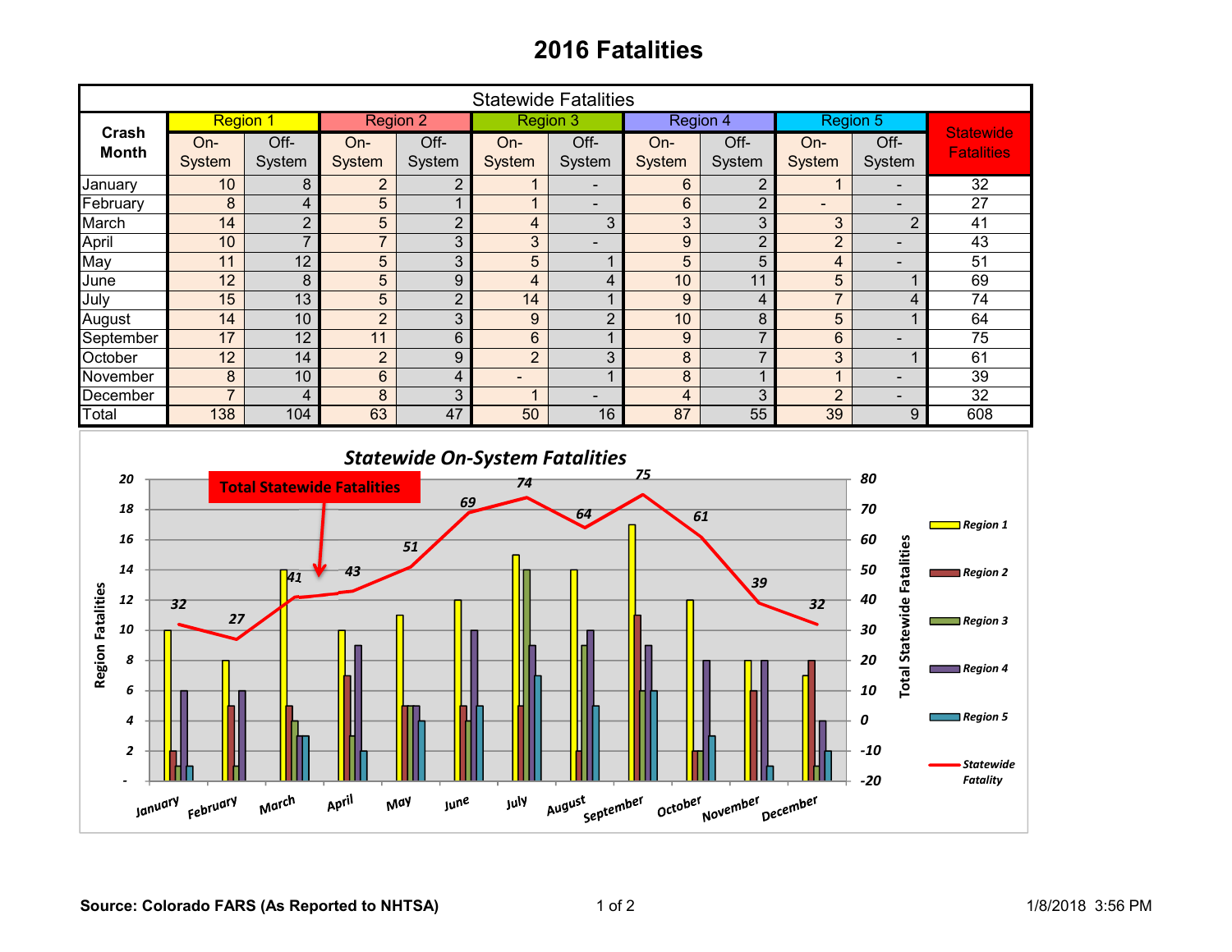# 2016 Fatalities

| Statewide Fatalities | | | | | | | | | | | |
|---|---|---|---|---|---|---|---|---|---|---|---|
| Crash Month | Region 1 | | Region 2 | | Region 3 | | Region 4 | | Region 5 | | Statewide Fatalities |
| | On-System | Off-System | On-System | Off-System | On-System | Off-System | On-System | Off-System | On-System | Off-System | |
| January | 10 | 8 | 2 | 2 | 1 | - | 6 | 2 | 1 | - | 32 |
| February | 8 | 4 | 5 | 1 | 1 | - | 6 | 2 | - | - | 27 |
| March | 14 | 2 | 5 | 2 | 4 | 3 | 3 | 3 | 3 | 2 | 41 |
| April | 10 | 7 | 7 | 3 | 3 | - | 9 | 2 | 2 | - | 43 |
| May | 11 | 12 | 5 | 3 | 5 | 1 | 5 | 5 | 4 | - | 51 |
| June | 12 | 8 | 5 | 9 | 4 | 4 | 10 | 11 | 5 | 1 | 69 |
| July | 15 | 13 | 5 | 2 | 14 | 1 | 9 | 4 | 7 | 4 | 74 |
| August | 14 | 10 | 2 | 3 | 9 | 2 | 10 | 8 | 5 | 1 | 64 |
| September | 17 | 12 | 11 | 6 | 6 | 1 | 9 | 7 | 6 | - | 75 |
| October | 12 | 14 | 2 | 9 | 2 | 3 | 8 | 7 | 3 | 1 | 61 |
| November | 8 | 10 | 6 | 4 | - | 1 | 8 | 1 | 1 | - | 39 |
| December | 7 | 4 | 8 | 3 | 1 | - | 4 | 3 | 2 | - | 32 |
| Total | 138 | 104 | 63 | 47 | 50 | 16 | 87 | 55 | 39 | 9 | 608 |

*Statewide On-System Fatalities*

Total Statewide Fatalities

Source: Colorado FARS (As Reported to NHTSA)

1/8/2018 3:56 PM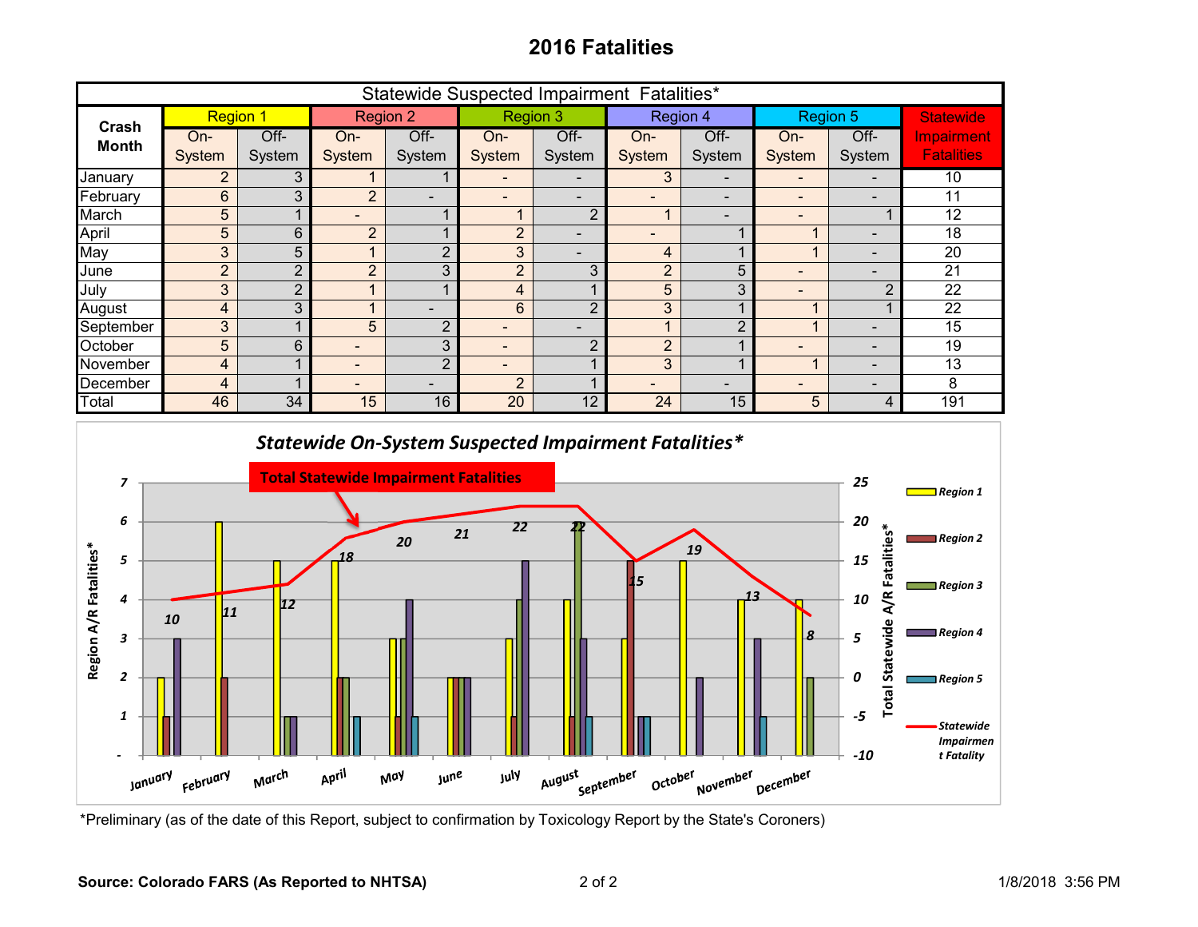# 2016 Fatalities

| Statewide Suspected Impairment Fatalities* | | | | | | | | | | | |
|---|---|---|---|---|---|---|---|---|---|---|---|
| Crash Month | Region 1 | | Region 2 | | Region 3 | | Region 4 | | Region 5 | | Statewide Impairment Fatalities |
| | On-System | Off-System | On-System | Off-System | On-System | Off-System | On-System | Off-System | On-System | Off-System | |
| January | 2 | 3 | 1 | 1 | - | - | 3 | - | - | - | 10 |
| February | 6 | 3 | 2 | - | - | - | - | - | - | - | 11 |
| March | 5 | 1 | - | 1 | 1 | 2 | 1 | - | - | 1 | 12 |
| April | 5 | 6 | 2 | 1 | 2 | - | - | 1 | 1 | - | 18 |
| May | 3 | 5 | 1 | 2 | 3 | - | 4 | 1 | 1 | - | 20 |
| June | 2 | 2 | 2 | 3 | 2 | 3 | 2 | 5 | - | - | 21 |
| July | 3 | 2 | 1 | 1 | 4 | 1 | 5 | 3 | - | 2 | 22 |
| August | 4 | 3 | 1 | - | 6 | 2 | 3 | 1 | 1 | 1 | 22 |
| September | 3 | 1 | 5 | 2 | - | - | 1 | 2 | 1 | - | 15 |
| October | 5 | 6 | - | 3 | - | 2 | 2 | 1 | - | - | 19 |
| November | 4 | 1 | - | 2 | - | 1 | 3 | 1 | 1 | - | 13 |
| December | 4 | 1 | - | - | 2 | 1 | - | - | - | - | 8 |
| Total | 46 | 34 | 15 | 16 | 20 | 12 | 24 | 15 | 5 | 4 | 191 |

*Statewide On-System Suspected Impairment Fatalities**

Total Statewide Impairment Fatalities

Region A/R Fatalities*

Total Statewide A/R Fatalities*

7, 6, 5, 4, 3, 2, 1, -

25, 20, 15, 10, 5, 0, -5, -10

10, 11, 12, 18, 20, 21, 22, 22, 15, 19, 13, 8

January, February, March, April, May, June, July, August, September, October, November, December

Region 1, Region 2, Region 3, Region 4, Region 5, Statewide Impairment Fatality

*Preliminary (as of the date of this Report, subject to confirmation by Toxicology Report by the State's Coroners)

**Source: Colorado FARS (As Reported to NHTSA)**

1/8/2018 3:56 PM